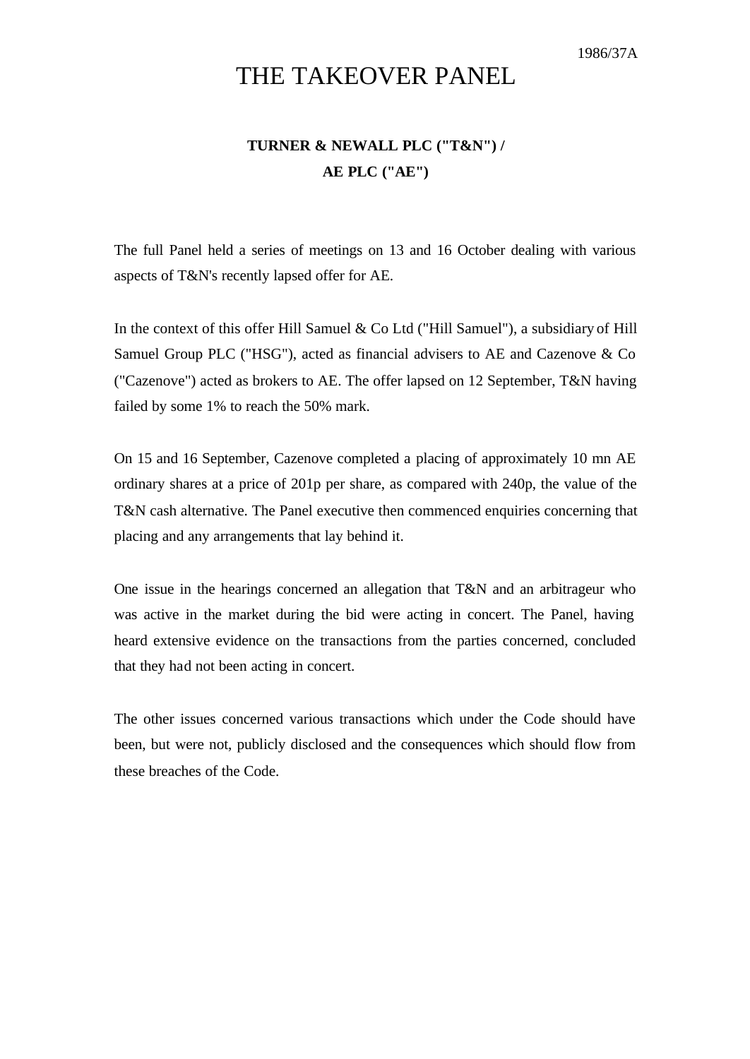1986/37A

# THE TAKEOVER PANEL

## TURNER & NEWALL PLC ("T&N") / AE PLC ("AE")

The full Panel held a series of meetings on 13 and 16 October dealing with various aspects of T&N's recently lapsed offer for AE.

In the context of this offer Hill Samuel & Co Ltd ("Hill Samuel"), a subsidiary of Hill Samuel Group PLC ("HSG"), acted as financial advisers to AE and Cazenove & Co ("Cazenove") acted as brokers to AE. The offer lapsed on 12 September, T&N having failed by some 1% to reach the 50% mark.

On 15 and 16 September, Cazenove completed a placing of approximately 10 mn AE ordinary shares at a price of 201p per share, as compared with 240p, the value of the T&N cash alternative. The Panel executive then commenced enquiries concerning that placing and any arrangements that lay behind it.

One issue in the hearings concerned an allegation that T&N and an arbitrageur who was active in the market during the bid were acting in concert. The Panel, having heard extensive evidence on the transactions from the parties concerned, concluded that they had not been acting in concert.

The other issues concerned various transactions which under the Code should have been, but were not, publicly disclosed and the consequences which should flow from these breaches of the Code.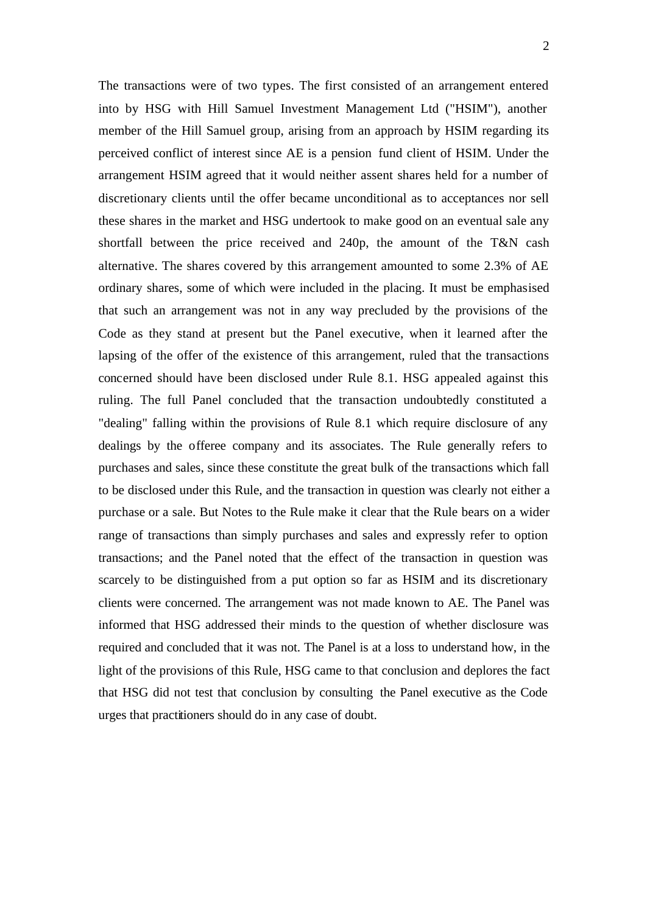The transactions were of two types. The first consisted of an arrangement entered into by HSG with Hill Samuel Investment Management Ltd ("HSIM"), another member of the Hill Samuel group, arising from an approach by HSIM regarding its perceived conflict of interest since AE is a pension fund client of HSIM. Under the arrangement HSIM agreed that it would neither assent shares held for a number of discretionary clients until the offer became unconditional as to acceptances nor sell these shares in the market and HSG undertook to make good on an eventual sale any shortfall between the price received and 240p, the amount of the T&N cash alternative. The shares covered by this arrangement amounted to some 2.3% of AE ordinary shares, some of which were included in the placing. It must be emphasised that such an arrangement was not in any way precluded by the provisions of the Code as they stand at present but the Panel executive, when it learned after the lapsing of the offer of the existence of this arrangement, ruled that the transactions concerned should have been disclosed under Rule 8.1. HSG appealed against this ruling. The full Panel concluded that the transaction undoubtedly constituted a "dealing" falling within the provisions of Rule 8.1 which require disclosure of any dealings by the offeree company and its associates. The Rule generally refers to purchases and sales, since these constitute the great bulk of the transactions which fall to be disclosed under this Rule, and the transaction in question was clearly not either a purchase or a sale. But Notes to the Rule make it clear that the Rule bears on a wider range of transactions than simply purchases and sales and expressly refer to option transactions; and the Panel noted that the effect of the transaction in question was scarcely to be distinguished from a put option so far as HSIM and its discretionary clients were concerned. The arrangement was not made known to AE. The Panel was informed that HSG addressed their minds to the question of whether disclosure was required and concluded that it was not. The Panel is at a loss to understand how, in the light of the provisions of this Rule, HSG came to that conclusion and deplores the fact that HSG did not test that conclusion by consulting the Panel executive as the Code urges that practitioners should do in any case of doubt.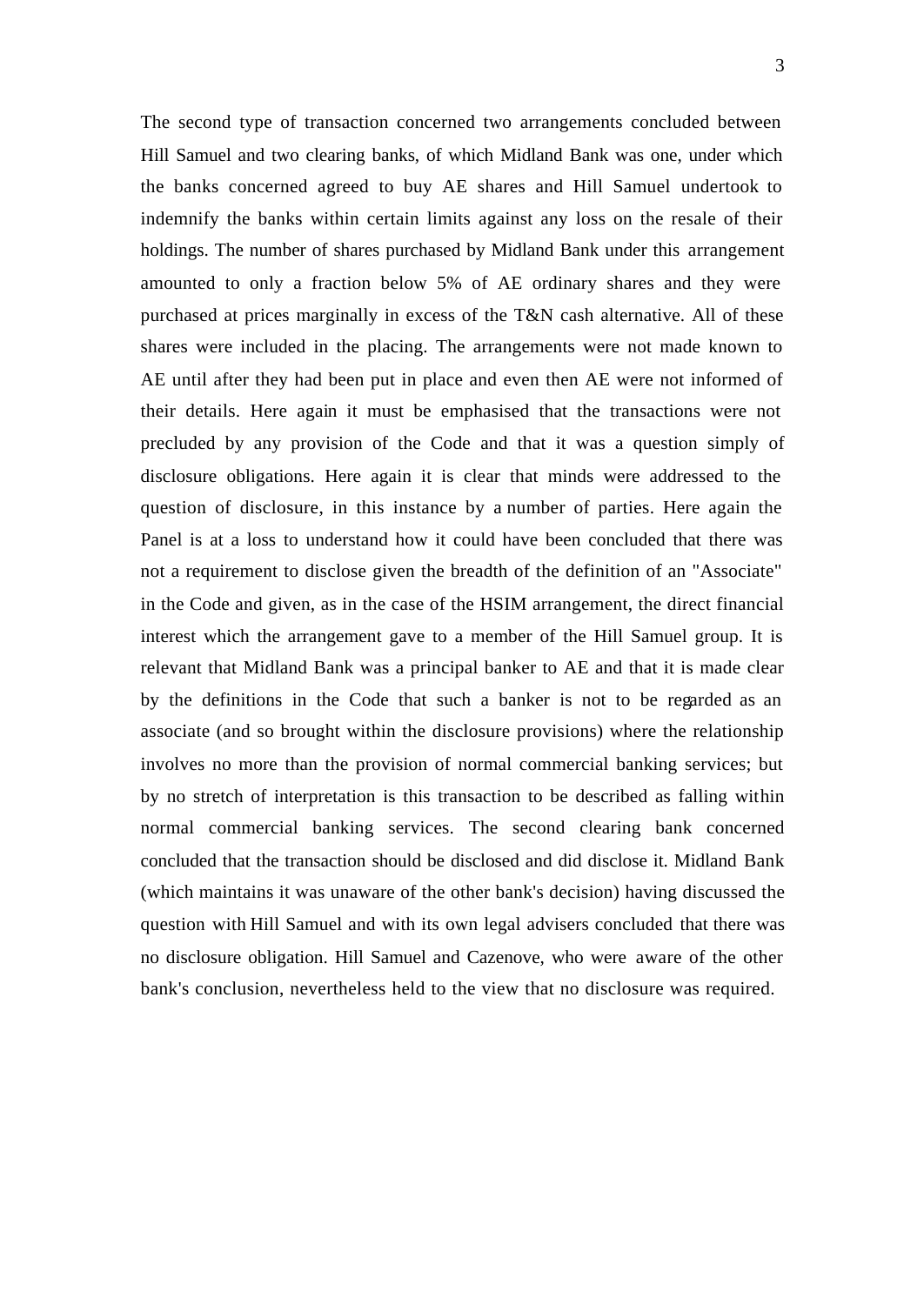The second type of transaction concerned two arrangements concluded between Hill Samuel and two clearing banks, of which Midland Bank was one, under which the banks concerned agreed to buy AE shares and Hill Samuel undertook to indemnify the banks within certain limits against any loss on the resale of their holdings. The number of shares purchased by Midland Bank under this arrangement amounted to only a fraction below 5% of AE ordinary shares and they were purchased at prices marginally in excess of the T&N cash alternative. All of these shares were included in the placing. The arrangements were not made known to AE until after they had been put in place and even then AE were not informed of their details. Here again it must be emphasised that the transactions were not precluded by any provision of the Code and that it was a question simply of disclosure obligations. Here again it is clear that minds were addressed to the question of disclosure, in this instance by a number of parties. Here again the Panel is at a loss to understand how it could have been concluded that there was not a requirement to disclose given the breadth of the definition of an "Associate" in the Code and given, as in the case of the HSIM arrangement, the direct financial interest which the arrangement gave to a member of the Hill Samuel group. It is relevant that Midland Bank was a principal banker to AE and that it is made clear by the definitions in the Code that such a banker is not to be regarded as an associate (and so brought within the disclosure provisions) where the relationship involves no more than the provision of normal commercial banking services; but by no stretch of interpretation is this transaction to be described as falling within normal commercial banking services. The second clearing bank concerned concluded that the transaction should be disclosed and did disclose it. Midland Bank (which maintains it was unaware of the other bank's decision) having discussed the question with Hill Samuel and with its own legal advisers concluded that there was no disclosure obligation. Hill Samuel and Cazenove, who were aware of the other bank's conclusion, nevertheless held to the view that no disclosure was required.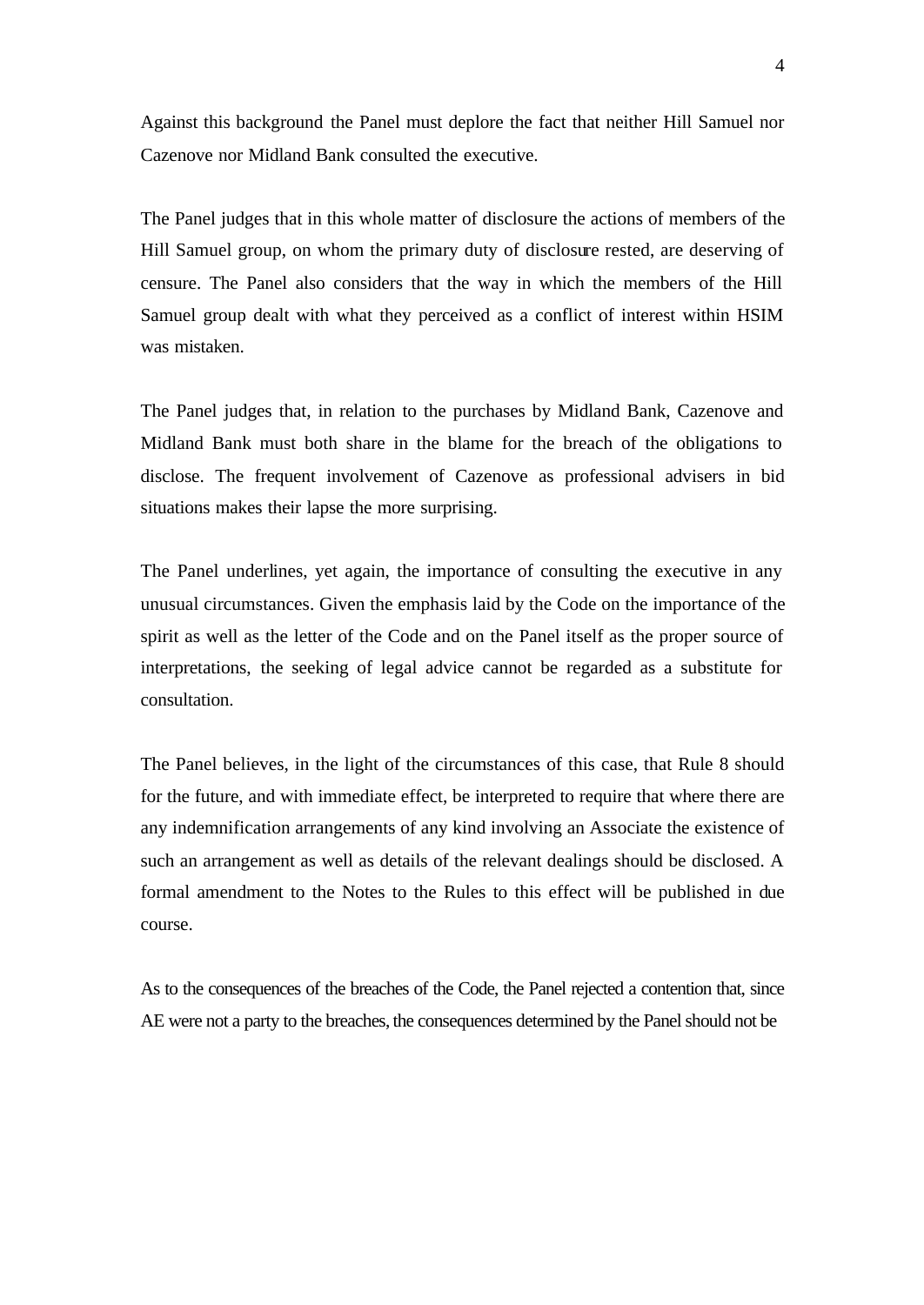Against this background the Panel must deplore the fact that neither Hill Samuel nor Cazenove nor Midland Bank consulted the executive.

The Panel judges that in this whole matter of disclosure the actions of members of the Hill Samuel group, on whom the primary duty of disclosure rested, are deserving of censure. The Panel also considers that the way in which the members of the Hill Samuel group dealt with what they perceived as a conflict of interest within HSIM was mistaken.

The Panel judges that, in relation to the purchases by Midland Bank, Cazenove and Midland Bank must both share in the blame for the breach of the obligations to disclose. The frequent involvement of Cazenove as professional advisers in bid situations makes their lapse the more surprising.

The Panel underlines, yet again, the importance of consulting the executive in any unusual circumstances. Given the emphasis laid by the Code on the importance of the spirit as well as the letter of the Code and on the Panel itself as the proper source of interpretations, the seeking of legal advice cannot be regarded as a substitute for consultation.

The Panel believes, in the light of the circumstances of this case, that Rule 8 should for the future, and with immediate effect, be interpreted to require that where there are any indemnification arrangements of any kind involving an Associate the existence of such an arrangement as well as details of the relevant dealings should be disclosed. A formal amendment to the Notes to the Rules to this effect will be published in due course.

As to the consequences of the breaches of the Code, the Panel rejected a contention that, since AE were not a party to the breaches, the consequences determined by the Panel should not be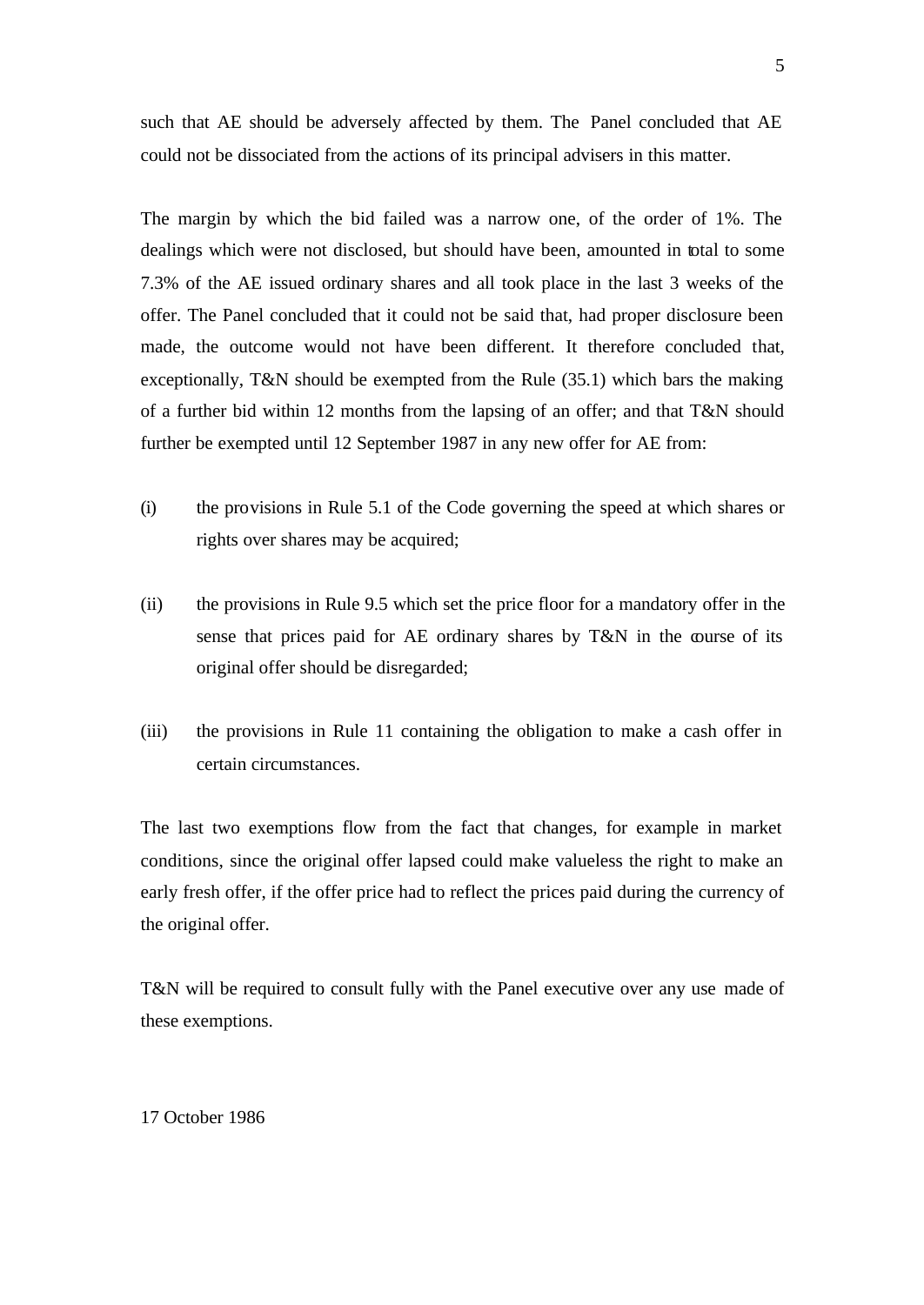such that AE should be adversely affected by them. The Panel concluded that AE could not be dissociated from the actions of its principal advisers in this matter.

The margin by which the bid failed was a narrow one, of the order of 1%. The dealings which were not disclosed, but should have been, amounted in total to some 7.3% of the AE issued ordinary shares and all took place in the last 3 weeks of the offer. The Panel concluded that it could not be said that, had proper disclosure been made, the outcome would not have been different. It therefore concluded that, exceptionally, T&N should be exempted from the Rule (35.1) which bars the making of a further bid within 12 months from the lapsing of an offer; and that T&N should further be exempted until 12 September 1987 in any new offer for AE from:

(i) the provisions in Rule 5.1 of the Code governing the speed at which shares or rights over shares may be acquired;

(ii) the provisions in Rule 9.5 which set the price floor for a mandatory offer in the sense that prices paid for AE ordinary shares by T&N in the course of its original offer should be disregarded;

(iii) the provisions in Rule 11 containing the obligation to make a cash offer in certain circumstances.

The last two exemptions flow from the fact that changes, for example in market conditions, since the original offer lapsed could make valueless the right to make an early fresh offer, if the offer price had to reflect the prices paid during the currency of the original offer.

T&N will be required to consult fully with the Panel executive over any use made of these exemptions.

17 October 1986